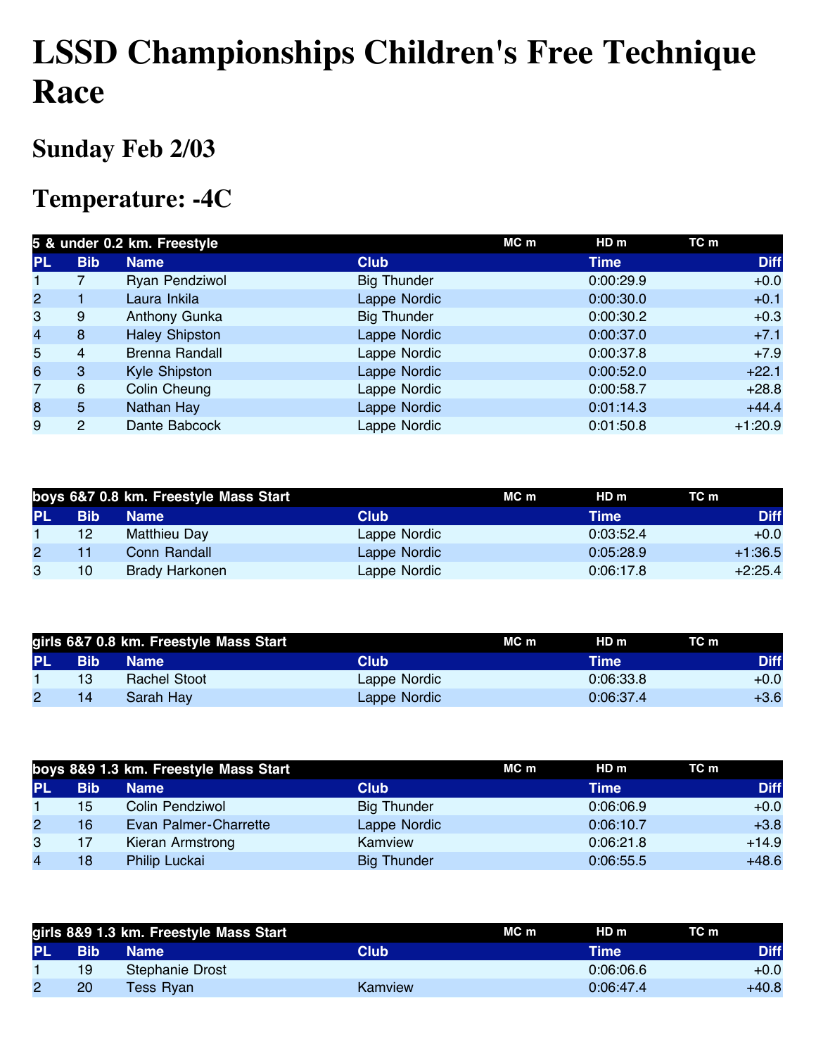# LSSD Championships Children's Free Technique Race

## Sunday Feb 2/03

## Temperature: -4C

| 5 & under 0.2 km. Freestyle | | | | MC m | HD m | TC m |
|---|---|---|---|---|---|---|
| **PL** | **Bib** | **Name** | **Club** | | **Time** | **Diff** |
| 1 | 7 | Ryan Pendziwol | Big Thunder | | 0:00:29.9 | +0.0 |
| 2 | 1 | Laura Inkila | Lappe Nordic | | 0:00:30.0 | +0.1 |
| 3 | 9 | Anthony Gunka | Big Thunder | | 0:00:30.2 | +0.3 |
| 4 | 8 | Haley Shipston | Lappe Nordic | | 0:00:37.0 | +7.1 |
| 5 | 4 | Brenna Randall | Lappe Nordic | | 0:00:37.8 | +7.9 |
| 6 | 3 | Kyle Shipston | Lappe Nordic | | 0:00:52.0 | +22.1 |
| 7 | 6 | Colin Cheung | Lappe Nordic | | 0:00:58.7 | +28.8 |
| 8 | 5 | Nathan Hay | Lappe Nordic | | 0:01:14.3 | +44.4 |
| 9 | 2 | Dante Babcock | Lappe Nordic | | 0:01:50.8 | +1:20.9 |

| boys 6&7 0.8 km. Freestyle Mass Start | | | | MC m | HD m | TC m |
|---|---|---|---|---|---|---|
| **PL** | **Bib** | **Name** | **Club** | | **Time** | **Diff** |
| 1 | 12 | Matthieu Day | Lappe Nordic | | 0:03:52.4 | +0.0 |
| 2 | 11 | Conn Randall | Lappe Nordic | | 0:05:28.9 | +1:36.5 |
| 3 | 10 | Brady Harkonen | Lappe Nordic | | 0:06:17.8 | +2:25.4 |

| girls 6&7 0.8 km. Freestyle Mass Start | | | | MC m | HD m | TC m |
|---|---|---|---|---|---|---|
| **PL** | **Bib** | **Name** | **Club** | | **Time** | **Diff** |
| 1 | 13 | Rachel Stoot | Lappe Nordic | | 0:06:33.8 | +0.0 |
| 2 | 14 | Sarah Hay | Lappe Nordic | | 0:06:37.4 | +3.6 |

| boys 8&9 1.3 km. Freestyle Mass Start | | | | MC m | HD m | TC m |
|---|---|---|---|---|---|---|
| **PL** | **Bib** | **Name** | **Club** | | **Time** | **Diff** |
| 1 | 15 | Colin Pendziwol | Big Thunder | | 0:06:06.9 | +0.0 |
| 2 | 16 | Evan Palmer-Charrette | Lappe Nordic | | 0:06:10.7 | +3.8 |
| 3 | 17 | Kieran Armstrong | Kamview | | 0:06:21.8 | +14.9 |
| 4 | 18 | Philip Luckai | Big Thunder | | 0:06:55.5 | +48.6 |

| girls 8&9 1.3 km. Freestyle Mass Start | | | | MC m | HD m | TC m |
|---|---|---|---|---|---|---|
| **PL** | **Bib** | **Name** | **Club** | | **Time** | **Diff** |
| 1 | 19 | Stephanie Drost | | | 0:06:06.6 | +0.0 |
| 2 | 20 | Tess Ryan | Kamview | | 0:06:47.4 | +40.8 |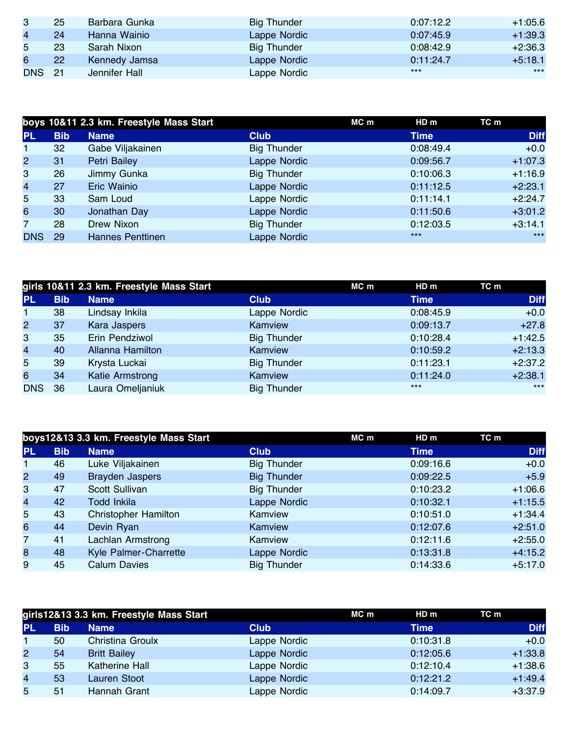| PL | Bib | Name | Club | Time | Diff |
|---|---|---|---|---|---|
| 3 | 25 | Barbara Gunka | Big Thunder | 0:07:12.2 | +1:05.6 |
| 4 | 24 | Hanna Wainio | Lappe Nordic | 0:07:45.9 | +1:39.3 |
| 5 | 23 | Sarah Nixon | Big Thunder | 0:08:42.9 | +2:36.3 |
| 6 | 22 | Kennedy Jamsa | Lappe Nordic | 0:11:24.7 | +5:18.1 |
| DNS | 21 | Jennifer Hall | Lappe Nordic | *** | *** |

## boys 10&11 2.3 km. Freestyle Mass Start

MC m HD m TC m

| PL | Bib | Name | Club | Time | Diff |
|---|---|---|---|---|---|
| 1 | 32 | Gabe Viljakainen | Big Thunder | 0:08:49.4 | +0.0 |
| 2 | 31 | Petri Bailey | Lappe Nordic | 0:09:56.7 | +1:07.3 |
| 3 | 26 | Jimmy Gunka | Big Thunder | 0:10:06.3 | +1:16.9 |
| 4 | 27 | Eric Wainio | Lappe Nordic | 0:11:12.5 | +2:23.1 |
| 5 | 33 | Sam Loud | Lappe Nordic | 0:11:14.1 | +2:24.7 |
| 6 | 30 | Jonathan Day | Lappe Nordic | 0:11:50.6 | +3:01.2 |
| 7 | 28 | Drew Nixon | Big Thunder | 0:12:03.5 | +3:14.1 |
| DNS | 29 | Hannes Penttinen | Lappe Nordic | *** | *** |

## girls 10&11 2.3 km. Freestyle Mass Start

MC m HD m TC m

| PL | Bib | Name | Club | Time | Diff |
|---|---|---|---|---|---|
| 1 | 38 | Lindsay Inkila | Lappe Nordic | 0:08:45.9 | +0.0 |
| 2 | 37 | Kara Jaspers | Kamview | 0:09:13.7 | +27.8 |
| 3 | 35 | Erin Pendziwol | Big Thunder | 0:10:28.4 | +1:42.5 |
| 4 | 40 | Allanna Hamilton | Kamview | 0:10:59.2 | +2:13.3 |
| 5 | 39 | Krysta Luckai | Big Thunder | 0:11:23.1 | +2:37.2 |
| 6 | 34 | Katie Armstrong | Kamview | 0:11:24.0 | +2:38.1 |
| DNS | 36 | Laura Omeljaniuk | Big Thunder | *** | *** |

## boys12&13 3.3 km. Freestyle Mass Start

MC m HD m TC m

| PL | Bib | Name | Club | Time | Diff |
|---|---|---|---|---|---|
| 1 | 46 | Luke Viljakainen | Big Thunder | 0:09:16.6 | +0.0 |
| 2 | 49 | Brayden Jaspers | Big Thunder | 0:09:22.5 | +5.9 |
| 3 | 47 | Scott Sullivan | Big Thunder | 0:10:23.2 | +1:06.6 |
| 4 | 42 | Todd Inkila | Lappe Nordic | 0:10:32.1 | +1:15.5 |
| 5 | 43 | Christopher Hamilton | Kamview | 0:10:51.0 | +1:34.4 |
| 6 | 44 | Devin Ryan | Kamview | 0:12:07.6 | +2:51.0 |
| 7 | 41 | Lachlan Armstrong | Kamview | 0:12:11.6 | +2:55.0 |
| 8 | 48 | Kyle Palmer-Charrette | Lappe Nordic | 0:13:31.8 | +4:15.2 |
| 9 | 45 | Calum Davies | Big Thunder | 0:14:33.6 | +5:17.0 |

## girls12&13 3.3 km. Freestyle Mass Start

MC m HD m TC m

| PL | Bib | Name | Club | Time | Diff |
|---|---|---|---|---|---|
| 1 | 50 | Christina Groulx | Lappe Nordic | 0:10:31.8 | +0.0 |
| 2 | 54 | Britt Bailey | Lappe Nordic | 0:12:05.6 | +1:33.8 |
| 3 | 55 | Katherine Hall | Lappe Nordic | 0:12:10.4 | +1:38.6 |
| 4 | 53 | Lauren Stoot | Lappe Nordic | 0:12:21.2 | +1:49.4 |
| 5 | 51 | Hannah Grant | Lappe Nordic | 0:14:09.7 | +3:37.9 |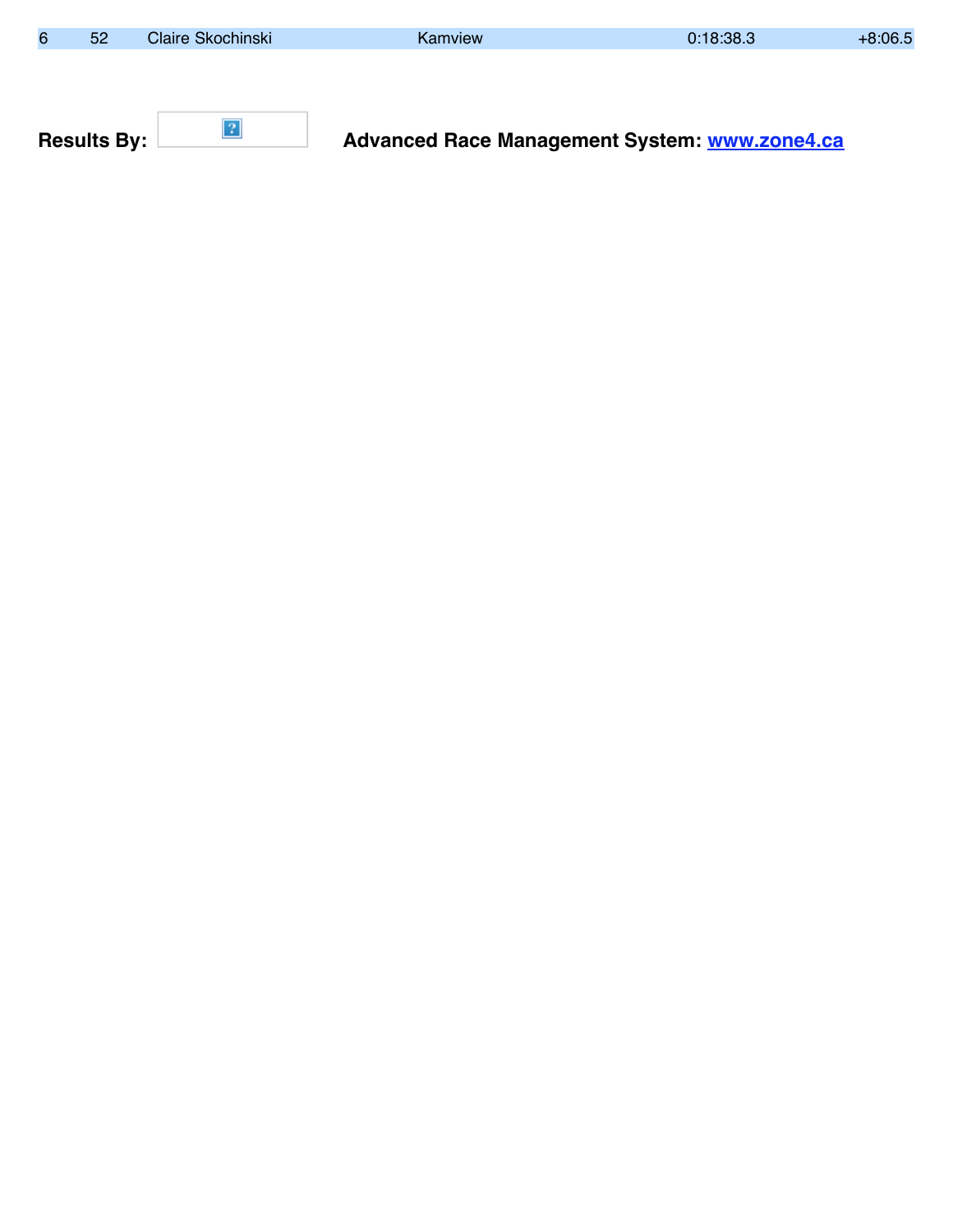| 6 | 52 | Claire Skochinski | Kamview | 0:18:38.3 | +8:06.5 |
|---|---|---|---|---|---|

**Results By:** **Advanced Race Management System: [www.zone4.ca](http://www.zone4.ca)**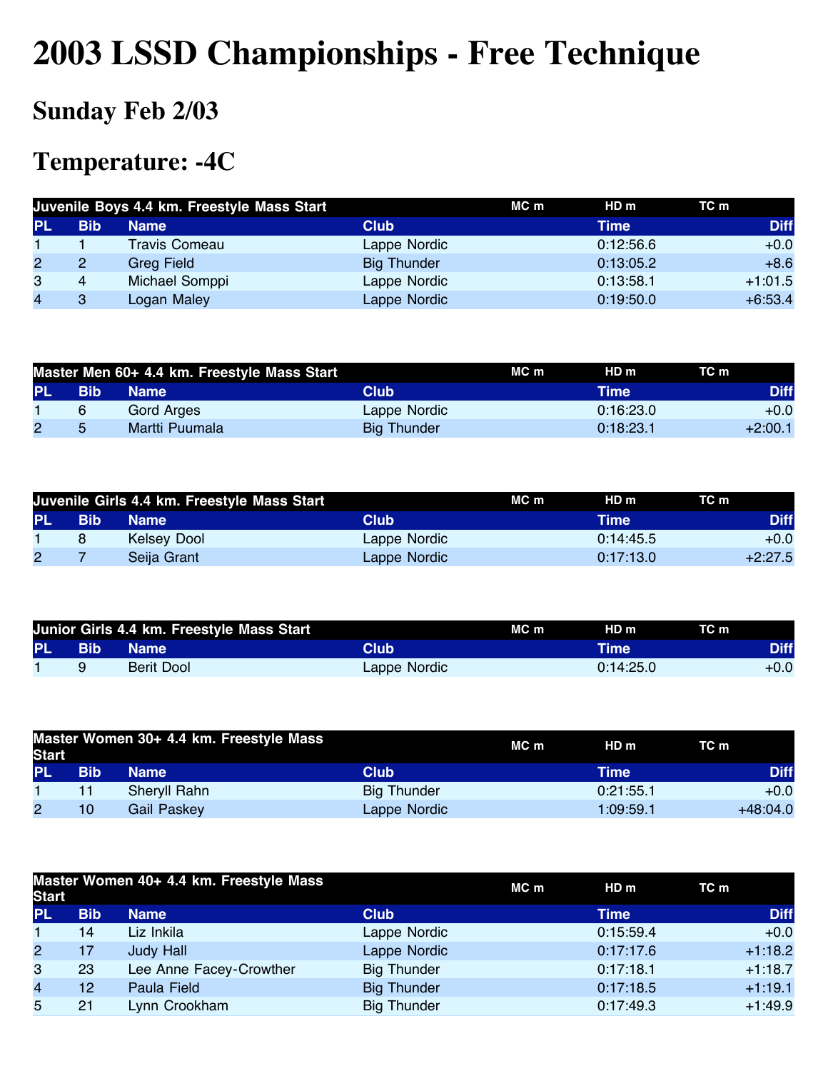# 2003 LSSD Championships - Free Technique

## Sunday Feb 2/03

## Temperature: -4C

| Juvenile Boys 4.4 km. Freestyle Mass Start | | | | MC m | HD m | TC m | |
|---|---|---|---|---|---|---|---|
| PL | Bib | Name | Club | | Time | | Diff |
| 1 | 1 | Travis Comeau | Lappe Nordic | | 0:12:56.6 | | +0.0 |
| 2 | 2 | Greg Field | Big Thunder | | 0:13:05.2 | | +8.6 |
| 3 | 4 | Michael Somppi | Lappe Nordic | | 0:13:58.1 | | +1:01.5 |
| 4 | 3 | Logan Maley | Lappe Nordic | | 0:19:50.0 | | +6:53.4 |

| Master Men 60+ 4.4 km. Freestyle Mass Start | | | | MC m | HD m | TC m | |
|---|---|---|---|---|---|---|---|
| PL | Bib | Name | Club | | Time | | Diff |
| 1 | 6 | Gord Arges | Lappe Nordic | | 0:16:23.0 | | +0.0 |
| 2 | 5 | Martti Puumala | Big Thunder | | 0:18:23.1 | | +2:00.1 |

| Juvenile Girls 4.4 km. Freestyle Mass Start | | | | MC m | HD m | TC m | |
|---|---|---|---|---|---|---|---|
| PL | Bib | Name | Club | | Time | | Diff |
| 1 | 8 | Kelsey Dool | Lappe Nordic | | 0:14:45.5 | | +0.0 |
| 2 | 7 | Seija Grant | Lappe Nordic | | 0:17:13.0 | | +2:27.5 |

| Junior Girls 4.4 km. Freestyle Mass Start | | | | MC m | HD m | TC m | |
|---|---|---|---|---|---|---|---|
| PL | Bib | Name | Club | | Time | | Diff |
| 1 | 9 | Berit Dool | Lappe Nordic | | 0:14:25.0 | | +0.0 |

| Master Women 30+ 4.4 km. Freestyle Mass Start | | | | MC m | HD m | TC m | |
|---|---|---|---|---|---|---|---|
| PL | Bib | Name | Club | | Time | | Diff |
| 1 | 11 | Sheryll Rahn | Big Thunder | | 0:21:55.1 | | +0.0 |
| 2 | 10 | Gail Paskey | Lappe Nordic | | 1:09:59.1 | | +48:04.0 |

| Master Women 40+ 4.4 km. Freestyle Mass Start | | | | MC m | HD m | TC m | |
|---|---|---|---|---|---|---|---|
| PL | Bib | Name | Club | | Time | | Diff |
| 1 | 14 | Liz Inkila | Lappe Nordic | | 0:15:59.4 | | +0.0 |
| 2 | 17 | Judy Hall | Lappe Nordic | | 0:17:17.6 | | +1:18.2 |
| 3 | 23 | Lee Anne Facey-Crowther | Big Thunder | | 0:17:18.1 | | +1:18.7 |
| 4 | 12 | Paula Field | Big Thunder | | 0:17:18.5 | | +1:19.1 |
| 5 | 21 | Lynn Crookham | Big Thunder | | 0:17:49.3 | | +1:49.9 |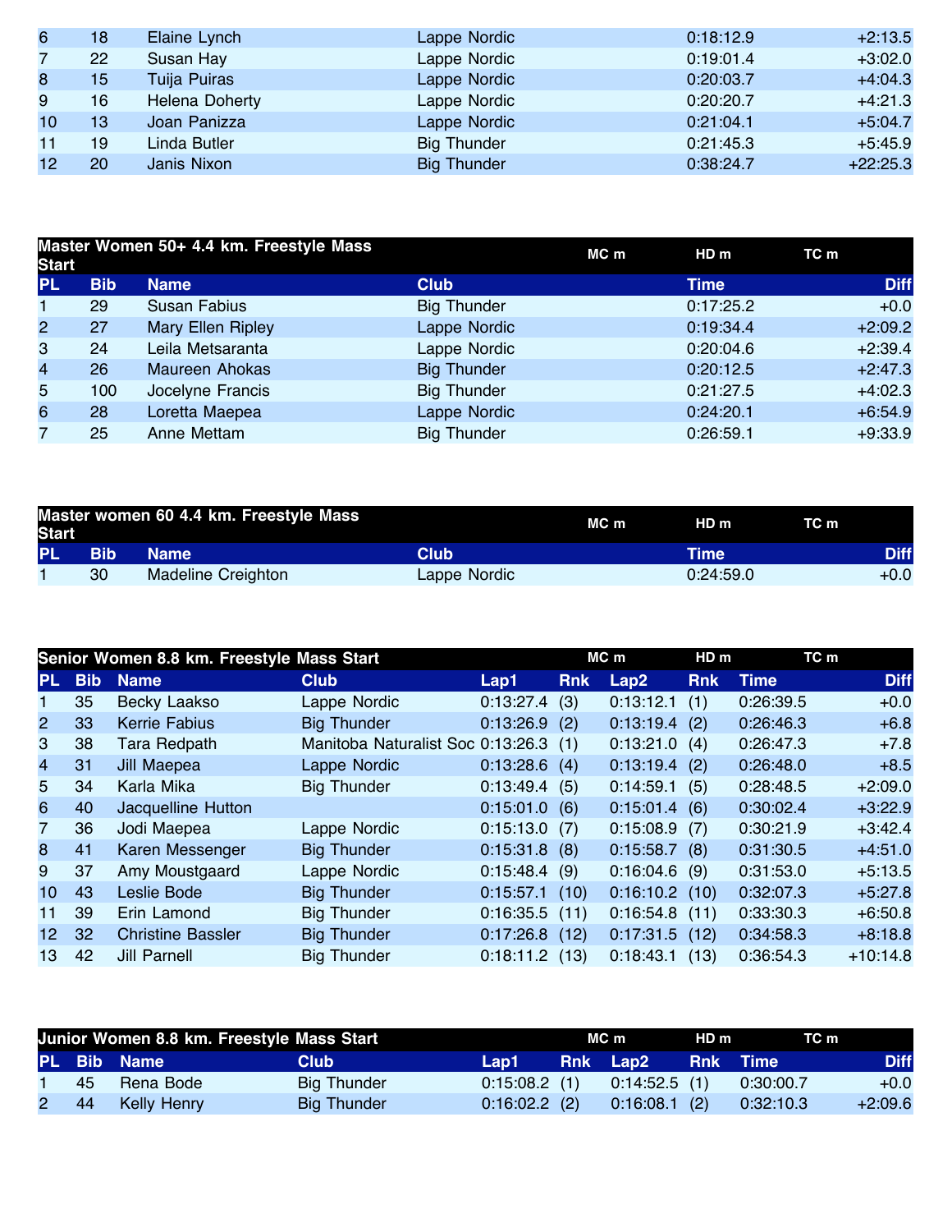| PL | Bib | Name | Club | Time | Diff |
|---|---|---|---|---|---|
| 6 | 18 | Elaine Lynch | Lappe Nordic | 0:18:12.9 | +2:13.5 |
| 7 | 22 | Susan Hay | Lappe Nordic | 0:19:01.4 | +3:02.0 |
| 8 | 15 | Tuija Puiras | Lappe Nordic | 0:20:03.7 | +4:04.3 |
| 9 | 16 | Helena Doherty | Lappe Nordic | 0:20:20.7 | +4:21.3 |
| 10 | 13 | Joan Panizza | Lappe Nordic | 0:21:04.1 | +5:04.7 |
| 11 | 19 | Linda Butler | Big Thunder | 0:21:45.3 | +5:45.9 |
| 12 | 20 | Janis Nixon | Big Thunder | 0:38:24.7 | +22:25.3 |

## Master Women 50+ 4.4 km. Freestyle Mass Start

MC m HD m TC m

| PL | Bib | Name | Club | Time | Diff |
|---|---|---|---|---|---|
| 1 | 29 | Susan Fabius | Big Thunder | 0:17:25.2 | +0.0 |
| 2 | 27 | Mary Ellen Ripley | Lappe Nordic | 0:19:34.4 | +2:09.2 |
| 3 | 24 | Leila Metsaranta | Lappe Nordic | 0:20:04.6 | +2:39.4 |
| 4 | 26 | Maureen Ahokas | Big Thunder | 0:20:12.5 | +2:47.3 |
| 5 | 100 | Jocelyne Francis | Big Thunder | 0:21:27.5 | +4:02.3 |
| 6 | 28 | Loretta Maepea | Lappe Nordic | 0:24:20.1 | +6:54.9 |
| 7 | 25 | Anne Mettam | Big Thunder | 0:26:59.1 | +9:33.9 |

## Master women 60 4.4 km. Freestyle Mass Start

MC m HD m TC m

| PL | Bib | Name | Club | Time | Diff |
|---|---|---|---|---|---|
| 1 | 30 | Madeline Creighton | Lappe Nordic | 0:24:59.0 | +0.0 |

## Senior Women 8.8 km. Freestyle Mass Start

MC m HD m TC m

| PL | Bib | Name | Club | Lap1 | Rnk | Lap2 | Rnk | Time | Diff |
|---|---|---|---|---|---|---|---|---|---|
| 1 | 35 | Becky Laakso | Lappe Nordic | 0:13:27.4 | (3) | 0:13:12.1 | (1) | 0:26:39.5 | +0.0 |
| 2 | 33 | Kerrie Fabius | Big Thunder | 0:13:26.9 | (2) | 0:13:19.4 | (2) | 0:26:46.3 | +6.8 |
| 3 | 38 | Tara Redpath | Manitoba Naturalist Soc | 0:13:26.3 | (1) | 0:13:21.0 | (4) | 0:26:47.3 | +7.8 |
| 4 | 31 | Jill Maepea | Lappe Nordic | 0:13:28.6 | (4) | 0:13:19.4 | (2) | 0:26:48.0 | +8.5 |
| 5 | 34 | Karla Mika | Big Thunder | 0:13:49.4 | (5) | 0:14:59.1 | (5) | 0:28:48.5 | +2:09.0 |
| 6 | 40 | Jacquelline Hutton | | 0:15:01.0 | (6) | 0:15:01.4 | (6) | 0:30:02.4 | +3:22.9 |
| 7 | 36 | Jodi Maepea | Lappe Nordic | 0:15:13.0 | (7) | 0:15:08.9 | (7) | 0:30:21.9 | +3:42.4 |
| 8 | 41 | Karen Messenger | Big Thunder | 0:15:31.8 | (8) | 0:15:58.7 | (8) | 0:31:30.5 | +4:51.0 |
| 9 | 37 | Amy Moustgaard | Lappe Nordic | 0:15:48.4 | (9) | 0:16:04.6 | (9) | 0:31:53.0 | +5:13.5 |
| 10 | 43 | Leslie Bode | Big Thunder | 0:15:57.1 | (10) | 0:16:10.2 | (10) | 0:32:07.3 | +5:27.8 |
| 11 | 39 | Erin Lamond | Big Thunder | 0:16:35.5 | (11) | 0:16:54.8 | (11) | 0:33:30.3 | +6:50.8 |
| 12 | 32 | Christine Bassler | Big Thunder | 0:17:26.8 | (12) | 0:17:31.5 | (12) | 0:34:58.3 | +8:18.8 |
| 13 | 42 | Jill Parnell | Big Thunder | 0:18:11.2 | (13) | 0:18:43.1 | (13) | 0:36:54.3 | +10:14.8 |

## Junior Women 8.8 km. Freestyle Mass Start

MC m HD m TC m

| PL | Bib | Name | Club | Lap1 | Rnk | Lap2 | Rnk | Time | Diff |
|---|---|---|---|---|---|---|---|---|---|
| 1 | 45 | Rena Bode | Big Thunder | 0:15:08.2 | (1) | 0:14:52.5 | (1) | 0:30:00.7 | +0.0 |
| 2 | 44 | Kelly Henry | Big Thunder | 0:16:02.2 | (2) | 0:16:08.1 | (2) | 0:32:10.3 | +2:09.6 |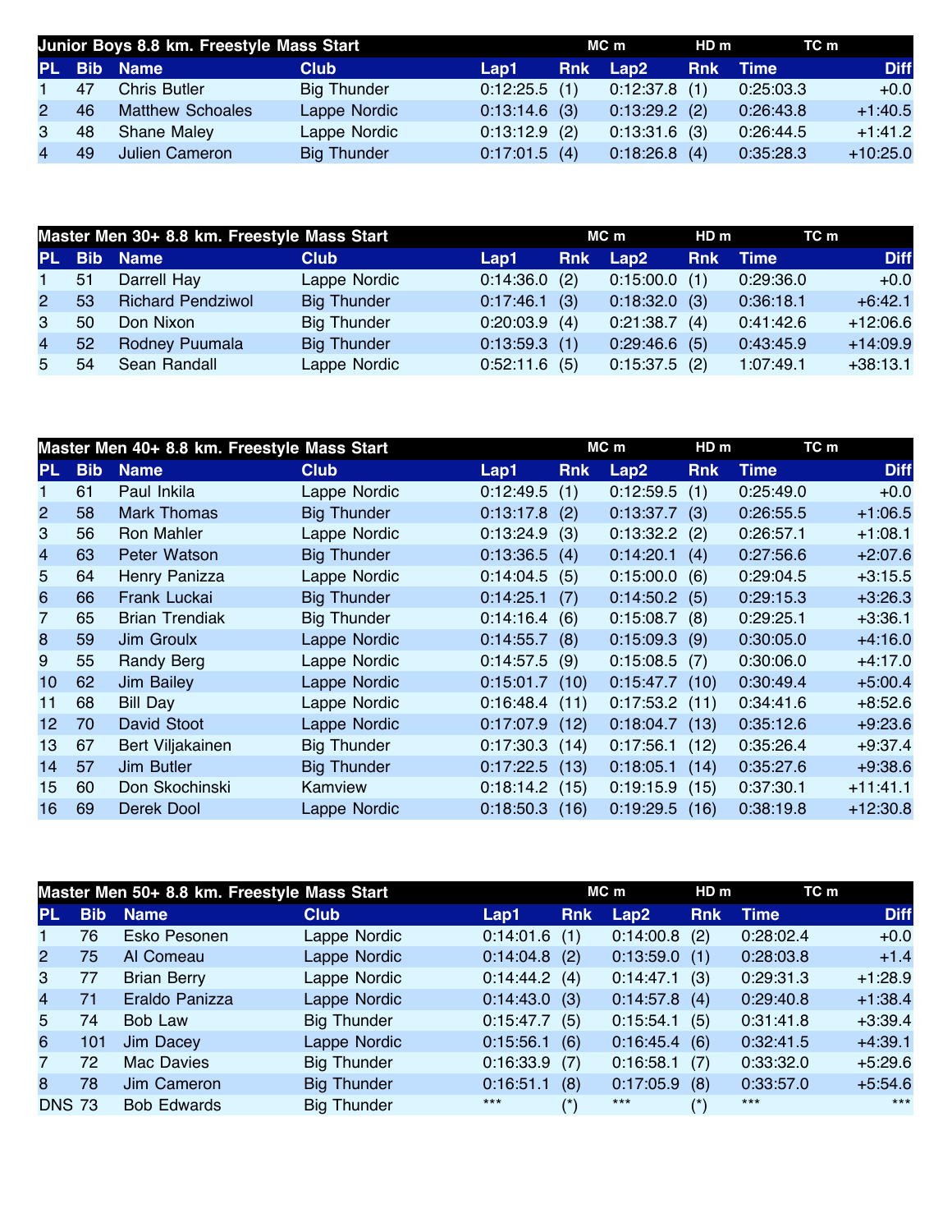## Junior Boys 8.8 km. Freestyle Mass Start

| PL | Bib | Name | Club | Lap1 | Rnk | Lap2 | Rnk | Time | Diff |
|---|---|---|---|---|---|---|---|---|---|
| | | | | | MC m | | HD m | | TC m |
| 1 | 47 | Chris Butler | Big Thunder | 0:12:25.5 | (1) | 0:12:37.8 | (1) | 0:25:03.3 | +0.0 |
| 2 | 46 | Matthew Schoales | Lappe Nordic | 0:13:14.6 | (3) | 0:13:29.2 | (2) | 0:26:43.8 | +1:40.5 |
| 3 | 48 | Shane Maley | Lappe Nordic | 0:13:12.9 | (2) | 0:13:31.6 | (3) | 0:26:44.5 | +1:41.2 |
| 4 | 49 | Julien Cameron | Big Thunder | 0:17:01.5 | (4) | 0:18:26.8 | (4) | 0:35:28.3 | +10:25.0 |

## Master Men 30+ 8.8 km. Freestyle Mass Start

| PL | Bib | Name | Club | Lap1 | Rnk | Lap2 | Rnk | Time | Diff |
|---|---|---|---|---|---|---|---|---|---|
| | | | | | MC m | | HD m | | TC m |
| 1 | 51 | Darrell Hay | Lappe Nordic | 0:14:36.0 | (2) | 0:15:00.0 | (1) | 0:29:36.0 | +0.0 |
| 2 | 53 | Richard Pendziwol | Big Thunder | 0:17:46.1 | (3) | 0:18:32.0 | (3) | 0:36:18.1 | +6:42.1 |
| 3 | 50 | Don Nixon | Big Thunder | 0:20:03.9 | (4) | 0:21:38.7 | (4) | 0:41:42.6 | +12:06.6 |
| 4 | 52 | Rodney Puumala | Big Thunder | 0:13:59.3 | (1) | 0:29:46.6 | (5) | 0:43:45.9 | +14:09.9 |
| 5 | 54 | Sean Randall | Lappe Nordic | 0:52:11.6 | (5) | 0:15:37.5 | (2) | 1:07:49.1 | +38:13.1 |

## Master Men 40+ 8.8 km. Freestyle Mass Start

| PL | Bib | Name | Club | Lap1 | Rnk | Lap2 | Rnk | Time | Diff |
|---|---|---|---|---|---|---|---|---|---|
| | | | | | MC m | | HD m | | TC m |
| 1 | 61 | Paul Inkila | Lappe Nordic | 0:12:49.5 | (1) | 0:12:59.5 | (1) | 0:25:49.0 | +0.0 |
| 2 | 58 | Mark Thomas | Big Thunder | 0:13:17.8 | (2) | 0:13:37.7 | (3) | 0:26:55.5 | +1:06.5 |
| 3 | 56 | Ron Mahler | Lappe Nordic | 0:13:24.9 | (3) | 0:13:32.2 | (2) | 0:26:57.1 | +1:08.1 |
| 4 | 63 | Peter Watson | Big Thunder | 0:13:36.5 | (4) | 0:14:20.1 | (4) | 0:27:56.6 | +2:07.6 |
| 5 | 64 | Henry Panizza | Lappe Nordic | 0:14:04.5 | (5) | 0:15:00.0 | (6) | 0:29:04.5 | +3:15.5 |
| 6 | 66 | Frank Luckai | Big Thunder | 0:14:25.1 | (7) | 0:14:50.2 | (5) | 0:29:15.3 | +3:26.3 |
| 7 | 65 | Brian Trendiak | Big Thunder | 0:14:16.4 | (6) | 0:15:08.7 | (8) | 0:29:25.1 | +3:36.1 |
| 8 | 59 | Jim Groulx | Lappe Nordic | 0:14:55.7 | (8) | 0:15:09.3 | (9) | 0:30:05.0 | +4:16.0 |
| 9 | 55 | Randy Berg | Lappe Nordic | 0:14:57.5 | (9) | 0:15:08.5 | (7) | 0:30:06.0 | +4:17.0 |
| 10 | 62 | Jim Bailey | Lappe Nordic | 0:15:01.7 | (10) | 0:15:47.7 | (10) | 0:30:49.4 | +5:00.4 |
| 11 | 68 | Bill Day | Lappe Nordic | 0:16:48.4 | (11) | 0:17:53.2 | (11) | 0:34:41.6 | +8:52.6 |
| 12 | 70 | David Stoot | Lappe Nordic | 0:17:07.9 | (12) | 0:18:04.7 | (13) | 0:35:12.6 | +9:23.6 |
| 13 | 67 | Bert Viljakainen | Big Thunder | 0:17:30.3 | (14) | 0:17:56.1 | (12) | 0:35:26.4 | +9:37.4 |
| 14 | 57 | Jim Butler | Big Thunder | 0:17:22.5 | (13) | 0:18:05.1 | (14) | 0:35:27.6 | +9:38.6 |
| 15 | 60 | Don Skochinski | Kamview | 0:18:14.2 | (15) | 0:19:15.9 | (15) | 0:37:30.1 | +11:41.1 |
| 16 | 69 | Derek Dool | Lappe Nordic | 0:18:50.3 | (16) | 0:19:29.5 | (16) | 0:38:19.8 | +12:30.8 |

## Master Men 50+ 8.8 km. Freestyle Mass Start

| PL | Bib | Name | Club | Lap1 | Rnk | Lap2 | Rnk | Time | Diff |
|---|---|---|---|---|---|---|---|---|---|
| | | | | | MC m | | HD m | | TC m |
| 1 | 76 | Esko Pesonen | Lappe Nordic | 0:14:01.6 | (1) | 0:14:00.8 | (2) | 0:28:02.4 | +0.0 |
| 2 | 75 | Al Comeau | Lappe Nordic | 0:14:04.8 | (2) | 0:13:59.0 | (1) | 0:28:03.8 | +1.4 |
| 3 | 77 | Brian Berry | Lappe Nordic | 0:14:44.2 | (4) | 0:14:47.1 | (3) | 0:29:31.3 | +1:28.9 |
| 4 | 71 | Eraldo Panizza | Lappe Nordic | 0:14:43.0 | (3) | 0:14:57.8 | (4) | 0:29:40.8 | +1:38.4 |
| 5 | 74 | Bob Law | Big Thunder | 0:15:47.7 | (5) | 0:15:54.1 | (5) | 0:31:41.8 | +3:39.4 |
| 6 | 101 | Jim Dacey | Lappe Nordic | 0:15:56.1 | (6) | 0:16:45.4 | (6) | 0:32:41.5 | +4:39.1 |
| 7 | 72 | Mac Davies | Big Thunder | 0:16:33.9 | (7) | 0:16:58.1 | (7) | 0:33:32.0 | +5:29.6 |
| 8 | 78 | Jim Cameron | Big Thunder | 0:16:51.1 | (8) | 0:17:05.9 | (8) | 0:33:57.0 | +5:54.6 |
| DNS | 73 | Bob Edwards | Big Thunder | *** | (*) | *** | (*) | *** | *** |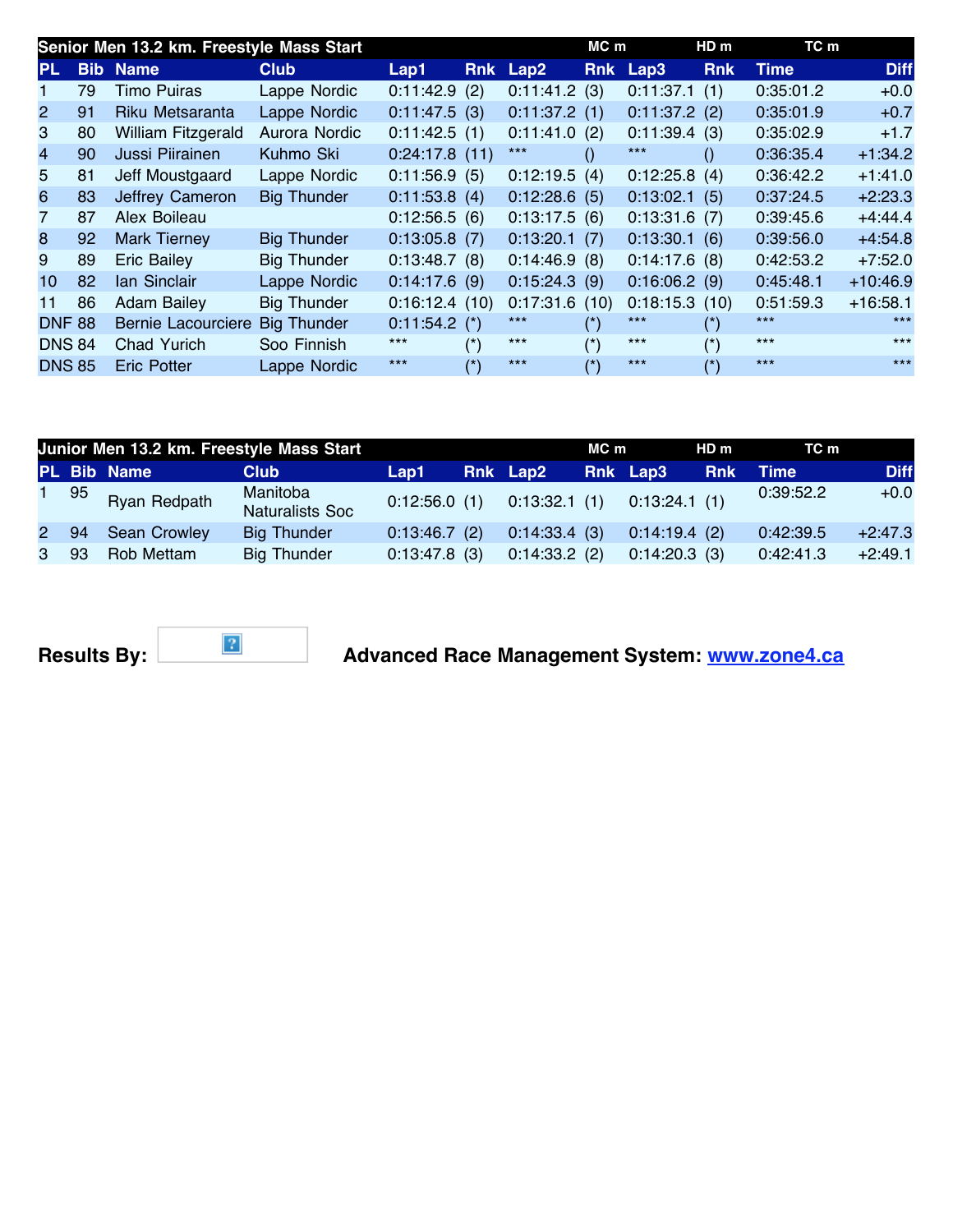| Senior Men 13.2 km. Freestyle Mass Start | | | | | MC m | | HD m | | TC m | |
|---|---|---|---|---|---|---|---|---|---|---|
| PL | Bib | Name | Club | Lap1 | Rnk | Lap2 | Rnk | Lap3 | Rnk | Time | Diff |
| 1 | 79 | Timo Puiras | Lappe Nordic | 0:11:42.9 | (2) | 0:11:41.2 | (3) | 0:11:37.1 | (1) | 0:35:01.2 | +0.0 |
| 2 | 91 | Riku Metsaranta | Lappe Nordic | 0:11:47.5 | (3) | 0:11:37.2 | (1) | 0:11:37.2 | (2) | 0:35:01.9 | +0.7 |
| 3 | 80 | William Fitzgerald | Aurora Nordic | 0:11:42.5 | (1) | 0:11:41.0 | (2) | 0:11:39.4 | (3) | 0:35:02.9 | +1.7 |
| 4 | 90 | Jussi Piirainen | Kuhmo Ski | 0:24:17.8 | (11) | *** | () | *** | () | 0:36:35.4 | +1:34.2 |
| 5 | 81 | Jeff Moustgaard | Lappe Nordic | 0:11:56.9 | (5) | 0:12:19.5 | (4) | 0:12:25.8 | (4) | 0:36:42.2 | +1:41.0 |
| 6 | 83 | Jeffrey Cameron | Big Thunder | 0:11:53.8 | (4) | 0:12:28.6 | (5) | 0:13:02.1 | (5) | 0:37:24.5 | +2:23.3 |
| 7 | 87 | Alex Boileau | | 0:12:56.5 | (6) | 0:13:17.5 | (6) | 0:13:31.6 | (7) | 0:39:45.6 | +4:44.4 |
| 8 | 92 | Mark Tierney | Big Thunder | 0:13:05.8 | (7) | 0:13:20.1 | (7) | 0:13:30.1 | (6) | 0:39:56.0 | +4:54.8 |
| 9 | 89 | Eric Bailey | Big Thunder | 0:13:48.7 | (8) | 0:14:46.9 | (8) | 0:14:17.6 | (8) | 0:42:53.2 | +7:52.0 |
| 10 | 82 | Ian Sinclair | Lappe Nordic | 0:14:17.6 | (9) | 0:15:24.3 | (9) | 0:16:06.2 | (9) | 0:45:48.1 | +10:46.9 |
| 11 | 86 | Adam Bailey | Big Thunder | 0:16:12.4 | (10) | 0:17:31.6 | (10) | 0:18:15.3 | (10) | 0:51:59.3 | +16:58.1 |
| DNF | 88 | Bernie Lacourciere | Big Thunder | 0:11:54.2 | (*) | *** | (*) | *** | (*) | *** | *** |
| DNS | 84 | Chad Yurich | Soo Finnish | *** | (*) | *** | (*) | *** | (*) | *** | *** |
| DNS | 85 | Eric Potter | Lappe Nordic | *** | (*) | *** | (*) | *** | (*) | *** | *** |

| Junior Men 13.2 km. Freestyle Mass Start | | | | | MC m | | HD m | | TC m | |
|---|---|---|---|---|---|---|---|---|---|---|
| PL | Bib | Name | Club | Lap1 | Rnk | Lap2 | Rnk | Lap3 | Rnk | Time | Diff |
| 1 | 95 | Ryan Redpath | Manitoba Naturalists Soc | 0:12:56.0 | (1) | 0:13:32.1 | (1) | 0:13:24.1 | (1) | 0:39:52.2 | +0.0 |
| 2 | 94 | Sean Crowley | Big Thunder | 0:13:46.7 | (2) | 0:14:33.4 | (3) | 0:14:19.4 | (2) | 0:42:39.5 | +2:47.3 |
| 3 | 93 | Rob Mettam | Big Thunder | 0:13:47.8 | (3) | 0:14:33.2 | (2) | 0:14:20.3 | (3) | 0:42:41.3 | +2:49.1 |

**Results By:** **Advanced Race Management System: www.zone4.ca**